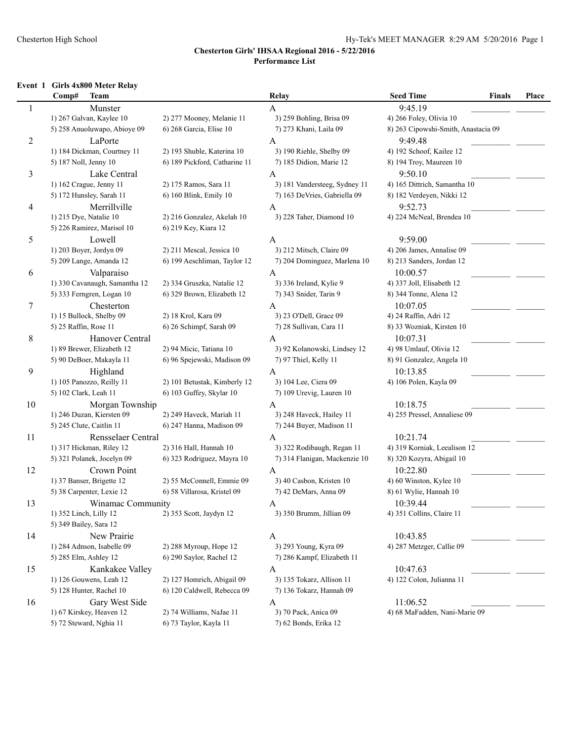Chesterton High School Hy-Tek's MEET MANAGER 8:29 AM 5/20/2016

# Chesterton Girls' IHSAA Regional 2016 - 5/22/2016

## Performance List

### Event 1 Girls 4x800 Meter Relay

| Comp# | Team | Relay | Seed Time | Finals | Place |
|---|---|---|---|---|---|
| 1 | Munster | A | 9:45.19 | | |
| | 1) 267 Galvan, Kaylee 10; 2) 277 Mooney, Melanie 11; 3) 259 Bohling, Brisa 09; 4) 266 Foley, Olivia 10; 5) 258 Anuoluwapo, Abioye 09; 6) 268 Garcia, Elise 10; 7) 273 Khani, Laila 09; 8) 263 Cipowshi-Smith, Anastacia 09 | | | | |
| 2 | LaPorte | A | 9:49.48 | | |
| | 1) 184 Dickman, Courtney 11; 2) 193 Shuble, Katerina 10; 3) 190 Riehle, Shelby 09; 4) 192 Schoof, Kailee 12; 5) 187 Noll, Jenny 10; 6) 189 Pickford, Catharine 11; 7) 185 Didion, Marie 12; 8) 194 Troy, Maureen 10 | | | | |
| 3 | Lake Central | A | 9:50.10 | | |
| | 1) 162 Crague, Jenny 11; 2) 175 Ramos, Sara 11; 3) 181 Vandersteeg, Sydney 11; 4) 165 Dittrich, Samantha 10; 5) 172 Hunsley, Sarah 11; 6) 160 Blink, Emily 10; 7) 163 DeVries, Gabriella 09; 8) 182 Verdeyen, Nikki 12 | | | | |
| 4 | Merrillville | A | 9:52.73 | | |
| | 1) 215 Dye, Natalie 10; 2) 216 Gonzalez, Akelah 10; 3) 228 Taher, Diamond 10; 4) 224 McNeal, Brendea 10; 5) 226 Ramirez, Marisol 10; 6) 219 Key, Kiara 12 | | | | |
| 5 | Lowell | A | 9:59.00 | | |
| | 1) 203 Boyer, Jordyn 09; 2) 211 Mescal, Jessica 10; 3) 212 Mitsch, Claire 09; 4) 206 James, Annalise 09; 5) 209 Lange, Amanda 12; 6) 199 Aeschliman, Taylor 12; 7) 204 Dominguez, Marlena 10; 8) 213 Sanders, Jordan 12 | | | | |
| 6 | Valparaiso | A | 10:00.57 | | |
| | 1) 330 Cavanaugh, Samantha 12; 2) 334 Gruszka, Natalie 12; 3) 336 Ireland, Kylie 9; 4) 337 Joll, Elisabeth 12; 5) 333 Ferngren, Logan 10; 6) 329 Brown, Elizabeth 12; 7) 343 Snider, Tarin 9; 8) 344 Tonne, Alena 12 | | | | |
| 7 | Chesterton | A | 10:07.05 | | |
| | 1) 15 Bullock, Shelby 09; 2) 18 Krol, Kara 09; 3) 23 O'Dell, Grace 09; 4) 24 Raffin, Adri 12; 5) 25 Raffin, Rose 11; 6) 26 Schimpf, Sarah 09; 7) 28 Sullivan, Cara 11; 8) 33 Wozniak, Kirsten 10 | | | | |
| 8 | Hanover Central | A | 10:07.31 | | |
| | 1) 89 Brewer, Elizabeth 12; 2) 94 Micic, Tatiana 10; 3) 92 Kolanowski, Lindsey 12; 4) 98 Umlauf, Olivia 12; 5) 90 DeBoer, Makayla 11; 6) 96 Spejewski, Madison 09; 7) 97 Thiel, Kelly 11; 8) 91 Gonzalez, Angela 10 | | | | |
| 9 | Highland | A | 10:13.85 | | |
| | 1) 105 Panozzo, Reilly 11; 2) 101 Betustak, Kimberly 12; 3) 104 Lee, Ciera 09; 4) 106 Polen, Kayla 09; 5) 102 Clark, Leah 11; 6) 103 Guffey, Skylar 10; 7) 109 Urevig, Lauren 10 | | | | |
| 10 | Morgan Township | A | 10:18.75 | | |
| | 1) 246 Duzan, Kiersten 09; 2) 249 Haveck, Mariah 11; 3) 248 Haveck, Hailey 11; 4) 255 Pressel, Annaliese 09; 5) 245 Clute, Caitlin 11; 6) 247 Hanna, Madison 09; 7) 244 Buyer, Madison 11 | | | | |
| 11 | Rensselaer Central | A | 10:21.74 | | |
| | 1) 317 Hickman, Riley 12; 2) 316 Hall, Hannah 10; 3) 322 Rodibaugh, Regan 11; 4) 319 Korniak, Leealison 12; 5) 321 Polanek, Jocelyn 09; 6) 323 Rodriguez, Mayra 10; 7) 314 Flanigan, Mackenzie 10; 8) 320 Kozyra, Abigail 10 | | | | |
| 12 | Crown Point | A | 10:22.80 | | |
| | 1) 37 Banser, Brigette 12; 2) 55 McConnell, Emmie 09; 3) 40 Casbon, Kristen 10; 4) 60 Winston, Kylee 10; 5) 38 Carpenter, Lexie 12; 6) 58 Villarosa, Kristel 09; 7) 42 DeMars, Anna 09; 8) 61 Wylie, Hannah 10 | | | | |
| 13 | Winamac Community | A | 10:39.44 | | |
| | 1) 352 Linch, Lilly 12; 2) 353 Scott, Jaydyn 12; 3) 350 Brumm, Jillian 09; 4) 351 Collins, Claire 11; 5) 349 Bailey, Sara 12 | | | | |
| 14 | New Prairie | A | 10:43.85 | | |
| | 1) 284 Adnson, Isabelle 09; 2) 288 Myroup, Hope 12; 3) 293 Young, Kyra 09; 4) 287 Metzger, Callie 09; 5) 285 Elm, Ashley 12; 6) 290 Saylor, Rachel 12; 7) 286 Kampf, Elizabeth 11 | | | | |
| 15 | Kankakee Valley | A | 10:47.63 | | |
| | 1) 126 Gouwens, Leah 12; 2) 127 Homrich, Abigail 09; 3) 135 Tokarz, Allison 11; 4) 122 Colon, Julianna 11; 5) 128 Hunter, Rachel 10; 6) 120 Caldwell, Rebecca 09; 7) 136 Tokarz, Hannah 09 | | | | |
| 16 | Gary West Side | A | 11:06.52 | | |
| | 1) 67 Kirskey, Heaven 12; 2) 74 Williams, NaJae 11; 3) 70 Pack, Anica 09; 4) 68 MaFadden, Nani-Marie 09; 5) 72 Steward, Nghia 11; 6) 73 Taylor, Kayla 11; 7) 62 Bonds, Erika 12 | | | | |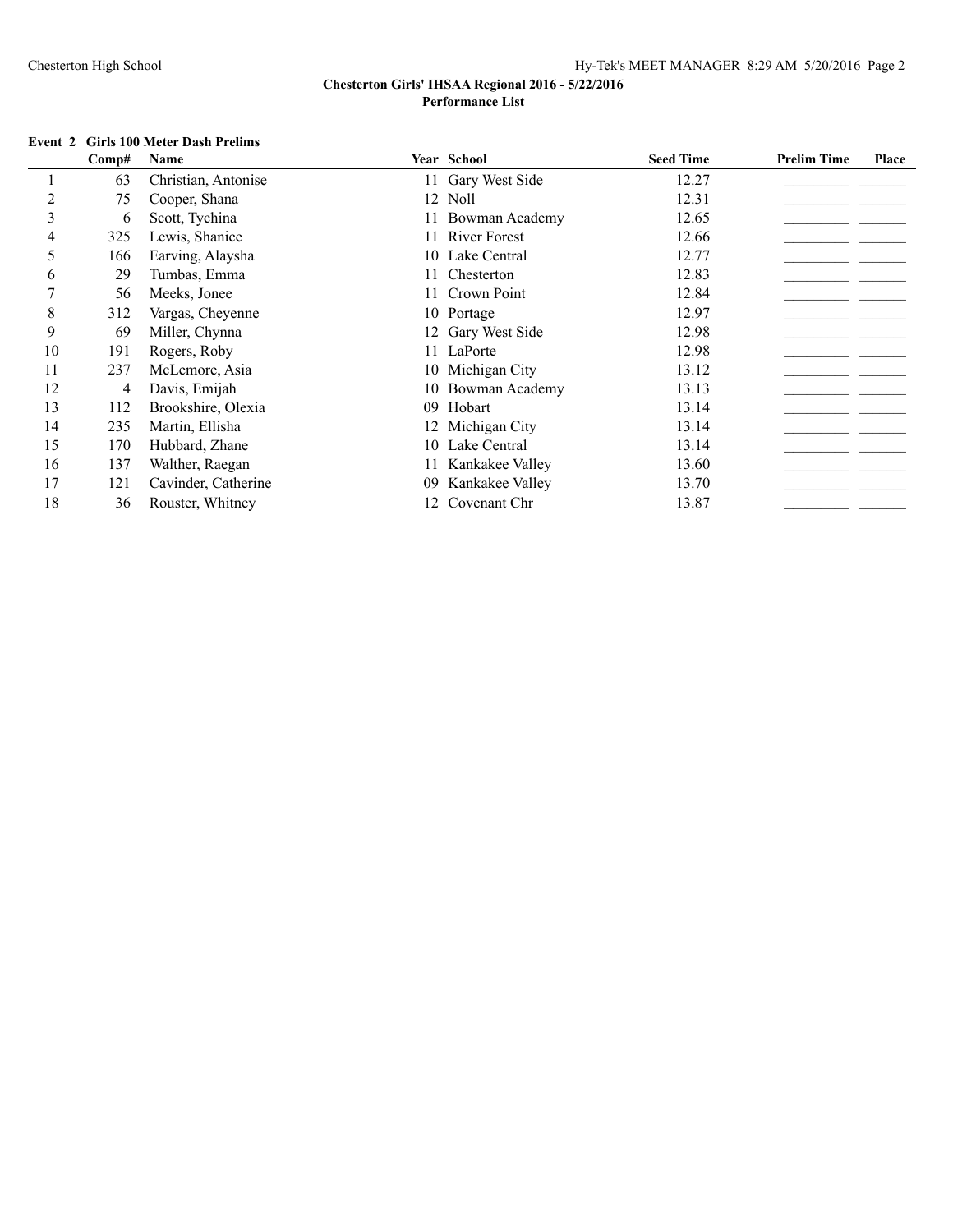**Chesterton Girls' IHSAA Regional 2016 - 5/22/2016**

**Performance List**

### Event 2 Girls 100 Meter Dash Prelims

| | Comp# | Name | Year | School | Seed Time | Prelim Time | Place |
|---|---|---|---|---|---|---|---|
| 1 | 63 | Christian, Antonise | 11 | Gary West Side | 12.27 | | |
| 2 | 75 | Cooper, Shana | 12 | Noll | 12.31 | | |
| 3 | 6 | Scott, Tychina | 11 | Bowman Academy | 12.65 | | |
| 4 | 325 | Lewis, Shanice | 11 | River Forest | 12.66 | | |
| 5 | 166 | Earving, Alaysha | 10 | Lake Central | 12.77 | | |
| 6 | 29 | Tumbas, Emma | 11 | Chesterton | 12.83 | | |
| 7 | 56 | Meeks, Jonee | 11 | Crown Point | 12.84 | | |
| 8 | 312 | Vargas, Cheyenne | 10 | Portage | 12.97 | | |
| 9 | 69 | Miller, Chynna | 12 | Gary West Side | 12.98 | | |
| 10 | 191 | Rogers, Roby | 11 | LaPorte | 12.98 | | |
| 11 | 237 | McLemore, Asia | 10 | Michigan City | 13.12 | | |
| 12 | 4 | Davis, Emijah | 10 | Bowman Academy | 13.13 | | |
| 13 | 112 | Brookshire, Olexia | 09 | Hobart | 13.14 | | |
| 14 | 235 | Martin, Ellisha | 12 | Michigan City | 13.14 | | |
| 15 | 170 | Hubbard, Zhane | 10 | Lake Central | 13.14 | | |
| 16 | 137 | Walther, Raegan | 11 | Kankakee Valley | 13.60 | | |
| 17 | 121 | Cavinder, Catherine | 09 | Kankakee Valley | 13.70 | | |
| 18 | 36 | Rouster, Whitney | 12 | Covenant Chr | 13.87 | | |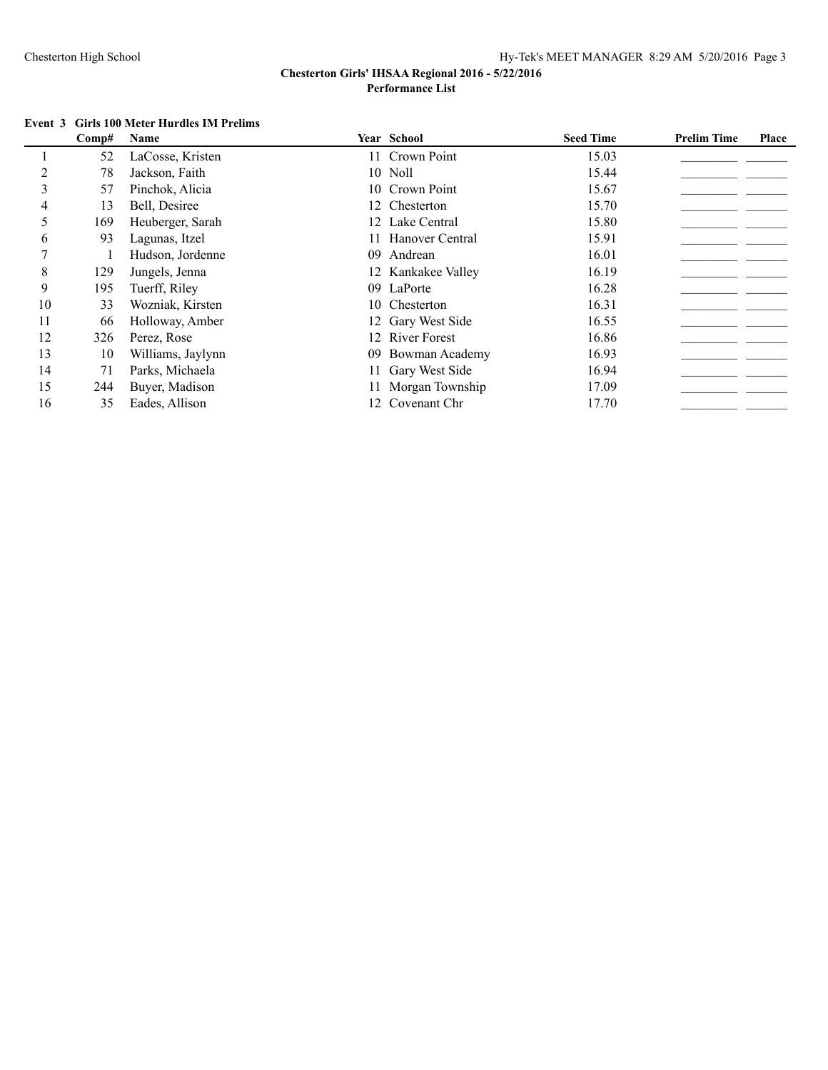**Chesterton Girls' IHSAA Regional 2016 - 5/22/2016**
**Performance List**

### Event 3 Girls 100 Meter Hurdles IM Prelims

| | Comp# | Name | Year | School | Seed Time | Prelim Time | Place |
|---|---|---|---|---|---|---|---|
| 1 | 52 | LaCosse, Kristen | 11 | Crown Point | 15.03 | | |
| 2 | 78 | Jackson, Faith | 10 | Noll | 15.44 | | |
| 3 | 57 | Pinchok, Alicia | 10 | Crown Point | 15.67 | | |
| 4 | 13 | Bell, Desiree | 12 | Chesterton | 15.70 | | |
| 5 | 169 | Heuberger, Sarah | 12 | Lake Central | 15.80 | | |
| 6 | 93 | Lagunas, Itzel | 11 | Hanover Central | 15.91 | | |
| 7 | 1 | Hudson, Jordenne | 09 | Andrean | 16.01 | | |
| 8 | 129 | Jungels, Jenna | 12 | Kankakee Valley | 16.19 | | |
| 9 | 195 | Tuerff, Riley | 09 | LaPorte | 16.28 | | |
| 10 | 33 | Wozniak, Kirsten | 10 | Chesterton | 16.31 | | |
| 11 | 66 | Holloway, Amber | 12 | Gary West Side | 16.55 | | |
| 12 | 326 | Perez, Rose | 12 | River Forest | 16.86 | | |
| 13 | 10 | Williams, Jaylynn | 09 | Bowman Academy | 16.93 | | |
| 14 | 71 | Parks, Michaela | 11 | Gary West Side | 16.94 | | |
| 15 | 244 | Buyer, Madison | 11 | Morgan Township | 17.09 | | |
| 16 | 35 | Eades, Allison | 12 | Covenant Chr | 17.70 | | |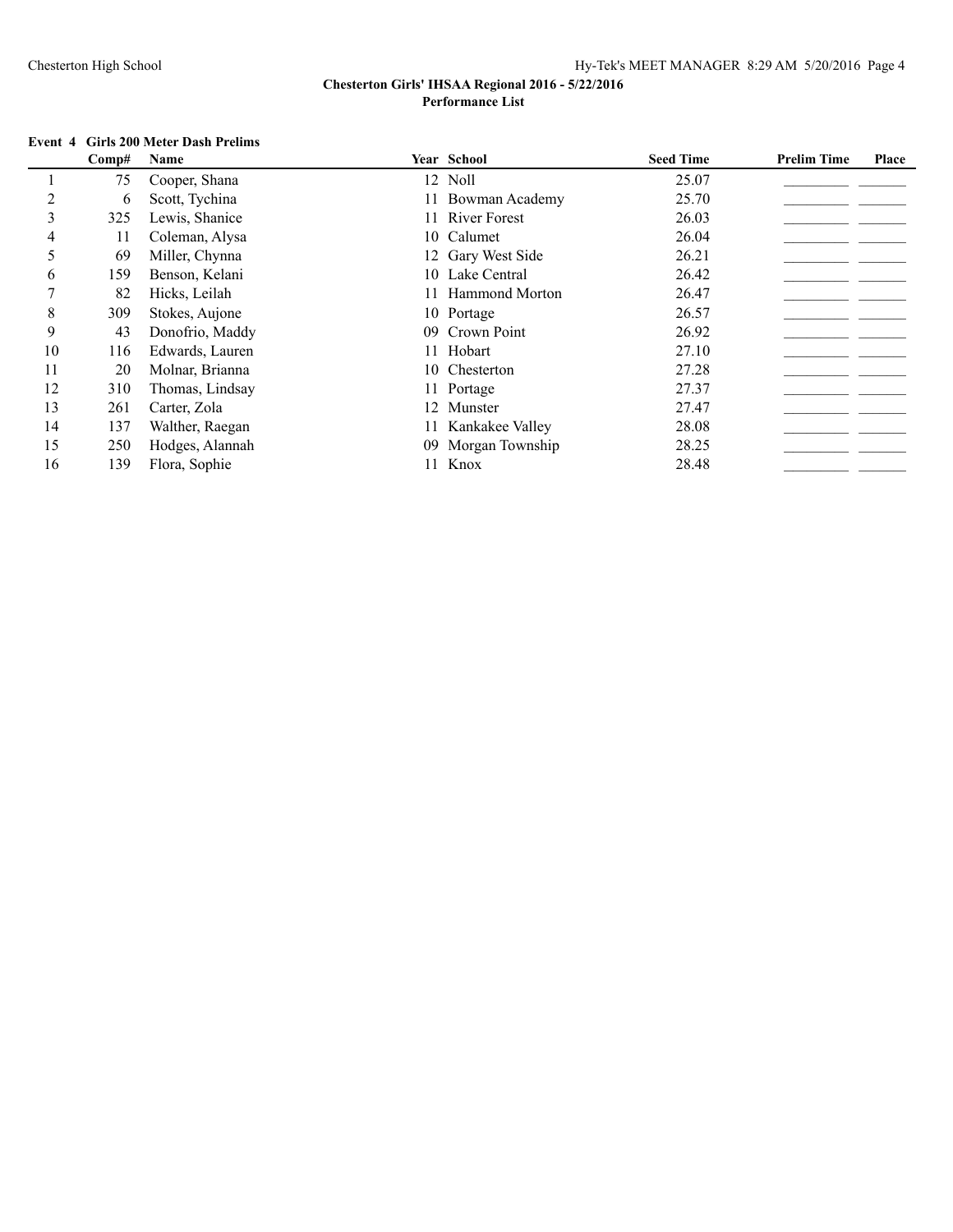**Chesterton Girls' IHSAA Regional 2016 - 5/22/2016**

**Performance List**

**Event 4 Girls 200 Meter Dash Prelims**

| | Comp# | Name | Year | School | Seed Time | Prelim Time | Place |
|---|---|---|---|---|---|---|---|
| 1 | 75 | Cooper, Shana | 12 | Noll | 25.07 | _________ | _______ |
| 2 | 6 | Scott, Tychina | 11 | Bowman Academy | 25.70 | _________ | _______ |
| 3 | 325 | Lewis, Shanice | 11 | River Forest | 26.03 | _________ | _______ |
| 4 | 11 | Coleman, Alysa | 10 | Calumet | 26.04 | _________ | _______ |
| 5 | 69 | Miller, Chynna | 12 | Gary West Side | 26.21 | _________ | _______ |
| 6 | 159 | Benson, Kelani | 10 | Lake Central | 26.42 | _________ | _______ |
| 7 | 82 | Hicks, Leilah | 11 | Hammond Morton | 26.47 | _________ | _______ |
| 8 | 309 | Stokes, Aujone | 10 | Portage | 26.57 | _________ | _______ |
| 9 | 43 | Donofrio, Maddy | 09 | Crown Point | 26.92 | _________ | _______ |
| 10 | 116 | Edwards, Lauren | 11 | Hobart | 27.10 | _________ | _______ |
| 11 | 20 | Molnar, Brianna | 10 | Chesterton | 27.28 | _________ | _______ |
| 12 | 310 | Thomas, Lindsay | 11 | Portage | 27.37 | _________ | _______ |
| 13 | 261 | Carter, Zola | 12 | Munster | 27.47 | _________ | _______ |
| 14 | 137 | Walther, Raegan | 11 | Kankakee Valley | 28.08 | _________ | _______ |
| 15 | 250 | Hodges, Alannah | 09 | Morgan Township | 28.25 | _________ | _______ |
| 16 | 139 | Flora, Sophie | 11 | Knox | 28.48 | _________ | _______ |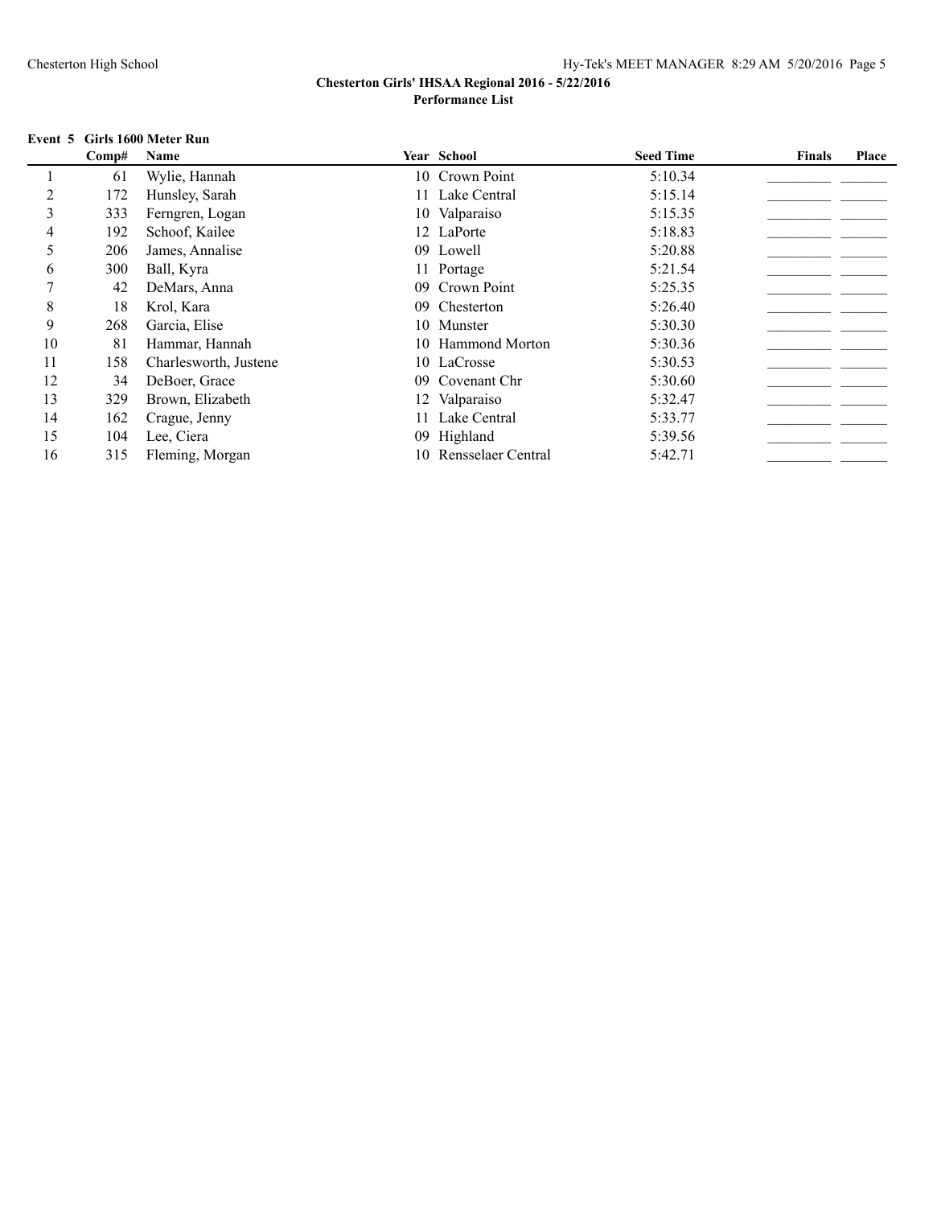# Chesterton Girls' IHSAA Regional 2016 - 5/22/2016

## Performance List

### Event 5 Girls 1600 Meter Run

| | Comp# | Name | Year | School | Seed Time | Finals | Place |
|---|---|---|---|---|---|---|---|
| 1 | 61 | Wylie, Hannah | 10 | Crown Point | 5:10.34 | | |
| 2 | 172 | Hunsley, Sarah | 11 | Lake Central | 5:15.14 | | |
| 3 | 333 | Ferngren, Logan | 10 | Valparaiso | 5:15.35 | | |
| 4 | 192 | Schoof, Kailee | 12 | LaPorte | 5:18.83 | | |
| 5 | 206 | James, Annalise | 09 | Lowell | 5:20.88 | | |
| 6 | 300 | Ball, Kyra | 11 | Portage | 5:21.54 | | |
| 7 | 42 | DeMars, Anna | 09 | Crown Point | 5:25.35 | | |
| 8 | 18 | Krol, Kara | 09 | Chesterton | 5:26.40 | | |
| 9 | 268 | Garcia, Elise | 10 | Munster | 5:30.30 | | |
| 10 | 81 | Hammar, Hannah | 10 | Hammond Morton | 5:30.36 | | |
| 11 | 158 | Charlesworth, Justene | 10 | LaCrosse | 5:30.53 | | |
| 12 | 34 | DeBoer, Grace | 09 | Covenant Chr | 5:30.60 | | |
| 13 | 329 | Brown, Elizabeth | 12 | Valparaiso | 5:32.47 | | |
| 14 | 162 | Crague, Jenny | 11 | Lake Central | 5:33.77 | | |
| 15 | 104 | Lee, Ciera | 09 | Highland | 5:39.56 | | |
| 16 | 315 | Fleming, Morgan | 10 | Rensselaer Central | 5:42.71 | | |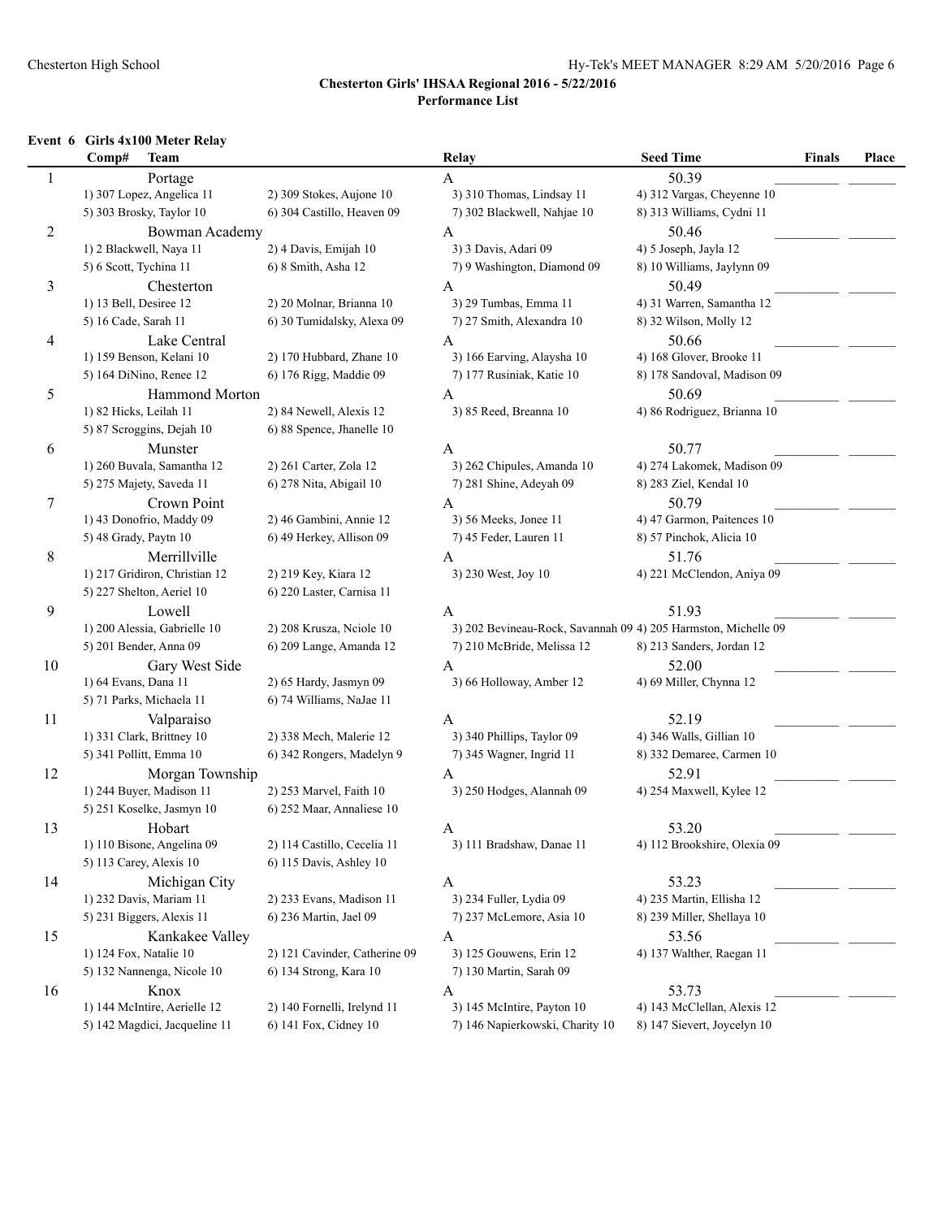**Chesterton Girls' IHSAA Regional 2016 - 5/22/2016**
**Performance List**

**Event 6 Girls 4x100 Meter Relay**

| Comp# | Team | | Relay | Seed Time | Finals | Place |
|---|---|---|---|---|---|---|
| 1 | Portage | | A | 50.39 | | |
| | 1) 307 Lopez, Angelica 11 | 2) 309 Stokes, Aujone 10 | 3) 310 Thomas, Lindsay 11 | 4) 312 Vargas, Cheyenne 10 | | |
| | 5) 303 Brosky, Taylor 10 | 6) 304 Castillo, Heaven 09 | 7) 302 Blackwell, Nahjae 10 | 8) 313 Williams, Cydni 11 | | |
| 2 | Bowman Academy | | A | 50.46 | | |
| | 1) 2 Blackwell, Naya 11 | 2) 4 Davis, Emijah 10 | 3) 3 Davis, Adari 09 | 4) 5 Joseph, Jayla 12 | | |
| | 5) 6 Scott, Tychina 11 | 6) 8 Smith, Asha 12 | 7) 9 Washington, Diamond 09 | 8) 10 Williams, Jaylynn 09 | | |
| 3 | Chesterton | | A | 50.49 | | |
| | 1) 13 Bell, Desiree 12 | 2) 20 Molnar, Brianna 10 | 3) 29 Tumbas, Emma 11 | 4) 31 Warren, Samantha 12 | | |
| | 5) 16 Cade, Sarah 11 | 6) 30 Tumidalsky, Alexa 09 | 7) 27 Smith, Alexandra 10 | 8) 32 Wilson, Molly 12 | | |
| 4 | Lake Central | | A | 50.66 | | |
| | 1) 159 Benson, Kelani 10 | 2) 170 Hubbard, Zhane 10 | 3) 166 Earving, Alaysha 10 | 4) 168 Glover, Brooke 11 | | |
| | 5) 164 DiNino, Renee 12 | 6) 176 Rigg, Maddie 09 | 7) 177 Rusiniak, Katie 10 | 8) 178 Sandoval, Madison 09 | | |
| 5 | Hammond Morton | | A | 50.69 | | |
| | 1) 82 Hicks, Leilah 11 | 2) 84 Newell, Alexis 12 | 3) 85 Reed, Breanna 10 | 4) 86 Rodriguez, Brianna 10 | | |
| | 5) 87 Scroggins, Dejah 10 | 6) 88 Spence, Jhanelle 10 | | | | |
| 6 | Munster | | A | 50.77 | | |
| | 1) 260 Buvala, Samantha 12 | 2) 261 Carter, Zola 12 | 3) 262 Chipules, Amanda 10 | 4) 274 Lakomek, Madison 09 | | |
| | 5) 275 Majety, Saveda 11 | 6) 278 Nita, Abigail 10 | 7) 281 Shine, Adeyah 09 | 8) 283 Ziel, Kendal 10 | | |
| 7 | Crown Point | | A | 50.79 | | |
| | 1) 43 Donofrio, Maddy 09 | 2) 46 Gambini, Annie 12 | 3) 56 Meeks, Jonee 11 | 4) 47 Garmon, Paitences 10 | | |
| | 5) 48 Grady, Paytn 10 | 6) 49 Herkey, Allison 09 | 7) 45 Feder, Lauren 11 | 8) 57 Pinchok, Alicia 10 | | |
| 8 | Merrillville | | A | 51.76 | | |
| | 1) 217 Gridiron, Christian 12 | 2) 219 Key, Kiara 12 | 3) 230 West, Joy 10 | 4) 221 McClendon, Aniya 09 | | |
| | 5) 227 Shelton, Aeriel 10 | 6) 220 Laster, Carnisa 11 | | | | |
| 9 | Lowell | | A | 51.93 | | |
| | 1) 200 Alessia, Gabrielle 10 | 2) 208 Krusza, Nciole 10 | 3) 202 Bevineau-Rock, Savannah 09 | 4) 205 Harmston, Michelle 09 | | |
| | 5) 201 Bender, Anna 09 | 6) 209 Lange, Amanda 12 | 7) 210 McBride, Melissa 12 | 8) 213 Sanders, Jordan 12 | | |
| 10 | Gary West Side | | A | 52.00 | | |
| | 1) 64 Evans, Dana 11 | 2) 65 Hardy, Jasmyn 09 | 3) 66 Holloway, Amber 12 | 4) 69 Miller, Chynna 12 | | |
| | 5) 71 Parks, Michaela 11 | 6) 74 Williams, NaJae 11 | | | | |
| 11 | Valparaiso | | A | 52.19 | | |
| | 1) 331 Clark, Brittney 10 | 2) 338 Mech, Malerie 12 | 3) 340 Phillips, Taylor 09 | 4) 346 Walls, Gillian 10 | | |
| | 5) 341 Pollitt, Emma 10 | 6) 342 Rongers, Madelyn 9 | 7) 345 Wagner, Ingrid 11 | 8) 332 Demaree, Carmen 10 | | |
| 12 | Morgan Township | | A | 52.91 | | |
| | 1) 244 Buyer, Madison 11 | 2) 253 Marvel, Faith 10 | 3) 250 Hodges, Alannah 09 | 4) 254 Maxwell, Kylee 12 | | |
| | 5) 251 Koselke, Jasmyn 10 | 6) 252 Maar, Annaliese 10 | | | | |
| 13 | Hobart | | A | 53.20 | | |
| | 1) 110 Bisone, Angelina 09 | 2) 114 Castillo, Cecelia 11 | 3) 111 Bradshaw, Danae 11 | 4) 112 Brookshire, Olexia 09 | | |
| | 5) 113 Carey, Alexis 10 | 6) 115 Davis, Ashley 10 | | | | |
| 14 | Michigan City | | A | 53.23 | | |
| | 1) 232 Davis, Mariam 11 | 2) 233 Evans, Madison 11 | 3) 234 Fuller, Lydia 09 | 4) 235 Martin, Ellisha 12 | | |
| | 5) 231 Biggers, Alexis 11 | 6) 236 Martin, Jael 09 | 7) 237 McLemore, Asia 10 | 8) 239 Miller, Shellaya 10 | | |
| 15 | Kankakee Valley | | A | 53.56 | | |
| | 1) 124 Fox, Natalie 10 | 2) 121 Cavinder, Catherine 09 | 3) 125 Gouwens, Erin 12 | 4) 137 Walther, Raegan 11 | | |
| | 5) 132 Nannenga, Nicole 10 | 6) 134 Strong, Kara 10 | 7) 130 Martin, Sarah 09 | | | |
| 16 | Knox | | A | 53.73 | | |
| | 1) 144 McIntire, Aerielle 12 | 2) 140 Fornelli, Irelynd 11 | 3) 145 McIntire, Payton 10 | 4) 143 McClellan, Alexis 12 | | |
| | 5) 142 Magdici, Jacqueline 11 | 6) 141 Fox, Cidney 10 | 7) 146 Napierkowski, Charity 10 | 8) 147 Sievert, Joycelyn 10 | | |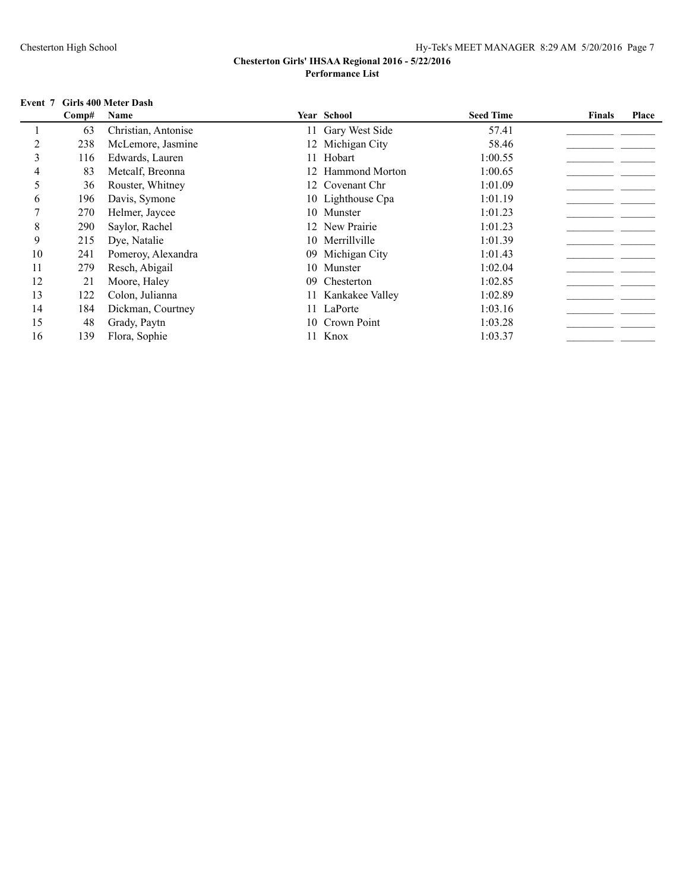**Chesterton Girls' IHSAA Regional 2016 - 5/22/2016**
**Performance List**

**Event 7 Girls 400 Meter Dash**

| | Comp# | Name | Year | School | Seed Time | Finals | Place |
|---|---|---|---|---|---|---|---|
| 1 | 63 | Christian, Antonise | 11 | Gary West Side | 57.41 | _________ | _______ |
| 2 | 238 | McLemore, Jasmine | 12 | Michigan City | 58.46 | _________ | _______ |
| 3 | 116 | Edwards, Lauren | 11 | Hobart | 1:00.55 | _________ | _______ |
| 4 | 83 | Metcalf, Breonna | 12 | Hammond Morton | 1:00.65 | _________ | _______ |
| 5 | 36 | Rouster, Whitney | 12 | Covenant Chr | 1:01.09 | _________ | _______ |
| 6 | 196 | Davis, Symone | 10 | Lighthouse Cpa | 1:01.19 | _________ | _______ |
| 7 | 270 | Helmer, Jaycee | 10 | Munster | 1:01.23 | _________ | _______ |
| 8 | 290 | Saylor, Rachel | 12 | New Prairie | 1:01.23 | _________ | _______ |
| 9 | 215 | Dye, Natalie | 10 | Merrillville | 1:01.39 | _________ | _______ |
| 10 | 241 | Pomeroy, Alexandra | 09 | Michigan City | 1:01.43 | _________ | _______ |
| 11 | 279 | Resch, Abigail | 10 | Munster | 1:02.04 | _________ | _______ |
| 12 | 21 | Moore, Haley | 09 | Chesterton | 1:02.85 | _________ | _______ |
| 13 | 122 | Colon, Julianna | 11 | Kankakee Valley | 1:02.89 | _________ | _______ |
| 14 | 184 | Dickman, Courtney | 11 | LaPorte | 1:03.16 | _________ | _______ |
| 15 | 48 | Grady, Paytn | 10 | Crown Point | 1:03.28 | _________ | _______ |
| 16 | 139 | Flora, Sophie | 11 | Knox | 1:03.37 | _________ | _______ |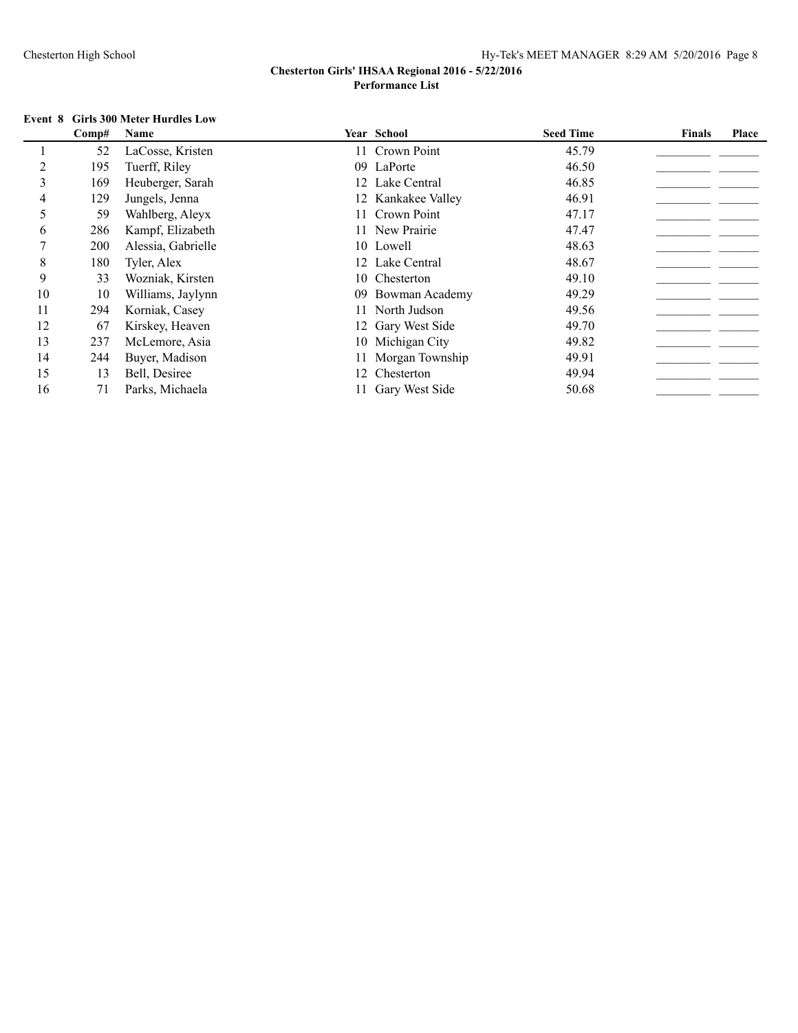**Chesterton Girls' IHSAA Regional 2016 - 5/22/2016**

**Performance List**

**Event 8 Girls 300 Meter Hurdles Low**

| | Comp# | Name | Year | School | Seed Time | Finals | Place |
|---|---|---|---|---|---|---|---|
| 1 | 52 | LaCosse, Kristen | 11 | Crown Point | 45.79 | _________ | _______ |
| 2 | 195 | Tuerff, Riley | 09 | LaPorte | 46.50 | _________ | _______ |
| 3 | 169 | Heuberger, Sarah | 12 | Lake Central | 46.85 | _________ | _______ |
| 4 | 129 | Jungels, Jenna | 12 | Kankakee Valley | 46.91 | _________ | _______ |
| 5 | 59 | Wahlberg, Aleyx | 11 | Crown Point | 47.17 | _________ | _______ |
| 6 | 286 | Kampf, Elizabeth | 11 | New Prairie | 47.47 | _________ | _______ |
| 7 | 200 | Alessia, Gabrielle | 10 | Lowell | 48.63 | _________ | _______ |
| 8 | 180 | Tyler, Alex | 12 | Lake Central | 48.67 | _________ | _______ |
| 9 | 33 | Wozniak, Kirsten | 10 | Chesterton | 49.10 | _________ | _______ |
| 10 | 10 | Williams, Jaylynn | 09 | Bowman Academy | 49.29 | _________ | _______ |
| 11 | 294 | Korniak, Casey | 11 | North Judson | 49.56 | _________ | _______ |
| 12 | 67 | Kirskey, Heaven | 12 | Gary West Side | 49.70 | _________ | _______ |
| 13 | 237 | McLemore, Asia | 10 | Michigan City | 49.82 | _________ | _______ |
| 14 | 244 | Buyer, Madison | 11 | Morgan Township | 49.91 | _________ | _______ |
| 15 | 13 | Bell, Desiree | 12 | Chesterton | 49.94 | _________ | _______ |
| 16 | 71 | Parks, Michaela | 11 | Gary West Side | 50.68 | _________ | _______ |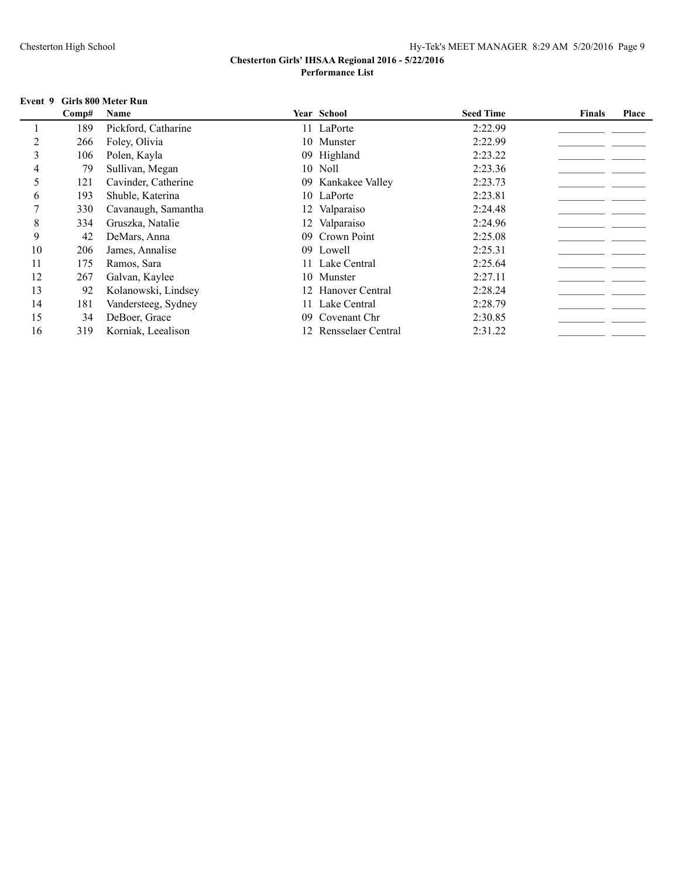**Chesterton Girls' IHSAA Regional 2016 - 5/22/2016**

**Performance List**

**Event 9 Girls 800 Meter Run**

| | Comp# | Name | Year | School | Seed Time | Finals | Place |
|---|---|---|---|---|---|---|---|
| 1 | 189 | Pickford, Catharine | 11 | LaPorte | 2:22.99 | _________ | _______ |
| 2 | 266 | Foley, Olivia | 10 | Munster | 2:22.99 | _________ | _______ |
| 3 | 106 | Polen, Kayla | 09 | Highland | 2:23.22 | _________ | _______ |
| 4 | 79 | Sullivan, Megan | 10 | Noll | 2:23.36 | _________ | _______ |
| 5 | 121 | Cavinder, Catherine | 09 | Kankakee Valley | 2:23.73 | _________ | _______ |
| 6 | 193 | Shuble, Katerina | 10 | LaPorte | 2:23.81 | _________ | _______ |
| 7 | 330 | Cavanaugh, Samantha | 12 | Valparaiso | 2:24.48 | _________ | _______ |
| 8 | 334 | Gruszka, Natalie | 12 | Valparaiso | 2:24.96 | _________ | _______ |
| 9 | 42 | DeMars, Anna | 09 | Crown Point | 2:25.08 | _________ | _______ |
| 10 | 206 | James, Annalise | 09 | Lowell | 2:25.31 | _________ | _______ |
| 11 | 175 | Ramos, Sara | 11 | Lake Central | 2:25.64 | _________ | _______ |
| 12 | 267 | Galvan, Kaylee | 10 | Munster | 2:27.11 | _________ | _______ |
| 13 | 92 | Kolanowski, Lindsey | 12 | Hanover Central | 2:28.24 | _________ | _______ |
| 14 | 181 | Vandersteeg, Sydney | 11 | Lake Central | 2:28.79 | _________ | _______ |
| 15 | 34 | DeBoer, Grace | 09 | Covenant Chr | 2:30.85 | _________ | _______ |
| 16 | 319 | Korniak, Leealison | 12 | Rensselaer Central | 2:31.22 | _________ | _______ |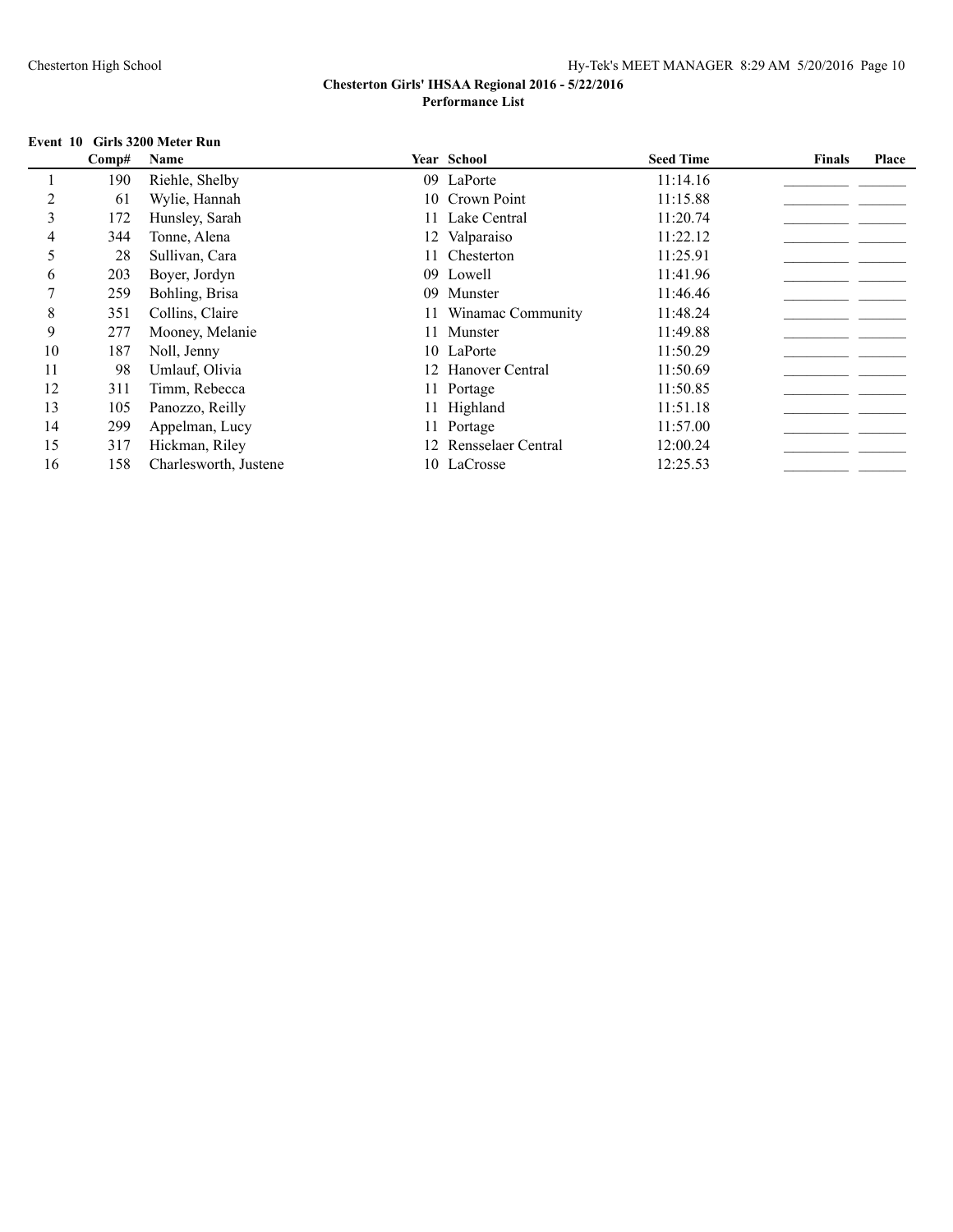**Chesterton Girls' IHSAA Regional 2016 - 5/22/2016**
**Performance List**

**Event 10 Girls 3200 Meter Run**

| | Comp# | Name | Year | School | Seed Time | Finals | Place |
|---|---|---|---|---|---|---|---|
| 1 | 190 | Riehle, Shelby | 09 | LaPorte | 11:14.16 | _________ | _______ |
| 2 | 61 | Wylie, Hannah | 10 | Crown Point | 11:15.88 | _________ | _______ |
| 3 | 172 | Hunsley, Sarah | 11 | Lake Central | 11:20.74 | _________ | _______ |
| 4 | 344 | Tonne, Alena | 12 | Valparaiso | 11:22.12 | _________ | _______ |
| 5 | 28 | Sullivan, Cara | 11 | Chesterton | 11:25.91 | _________ | _______ |
| 6 | 203 | Boyer, Jordyn | 09 | Lowell | 11:41.96 | _________ | _______ |
| 7 | 259 | Bohling, Brisa | 09 | Munster | 11:46.46 | _________ | _______ |
| 8 | 351 | Collins, Claire | 11 | Winamac Community | 11:48.24 | _________ | _______ |
| 9 | 277 | Mooney, Melanie | 11 | Munster | 11:49.88 | _________ | _______ |
| 10 | 187 | Noll, Jenny | 10 | LaPorte | 11:50.29 | _________ | _______ |
| 11 | 98 | Umlauf, Olivia | 12 | Hanover Central | 11:50.69 | _________ | _______ |
| 12 | 311 | Timm, Rebecca | 11 | Portage | 11:50.85 | _________ | _______ |
| 13 | 105 | Panozzo, Reilly | 11 | Highland | 11:51.18 | _________ | _______ |
| 14 | 299 | Appelman, Lucy | 11 | Portage | 11:57.00 | _________ | _______ |
| 15 | 317 | Hickman, Riley | 12 | Rensselaer Central | 12:00.24 | _________ | _______ |
| 16 | 158 | Charlesworth, Justene | 10 | LaCrosse | 12:25.53 | _________ | _______ |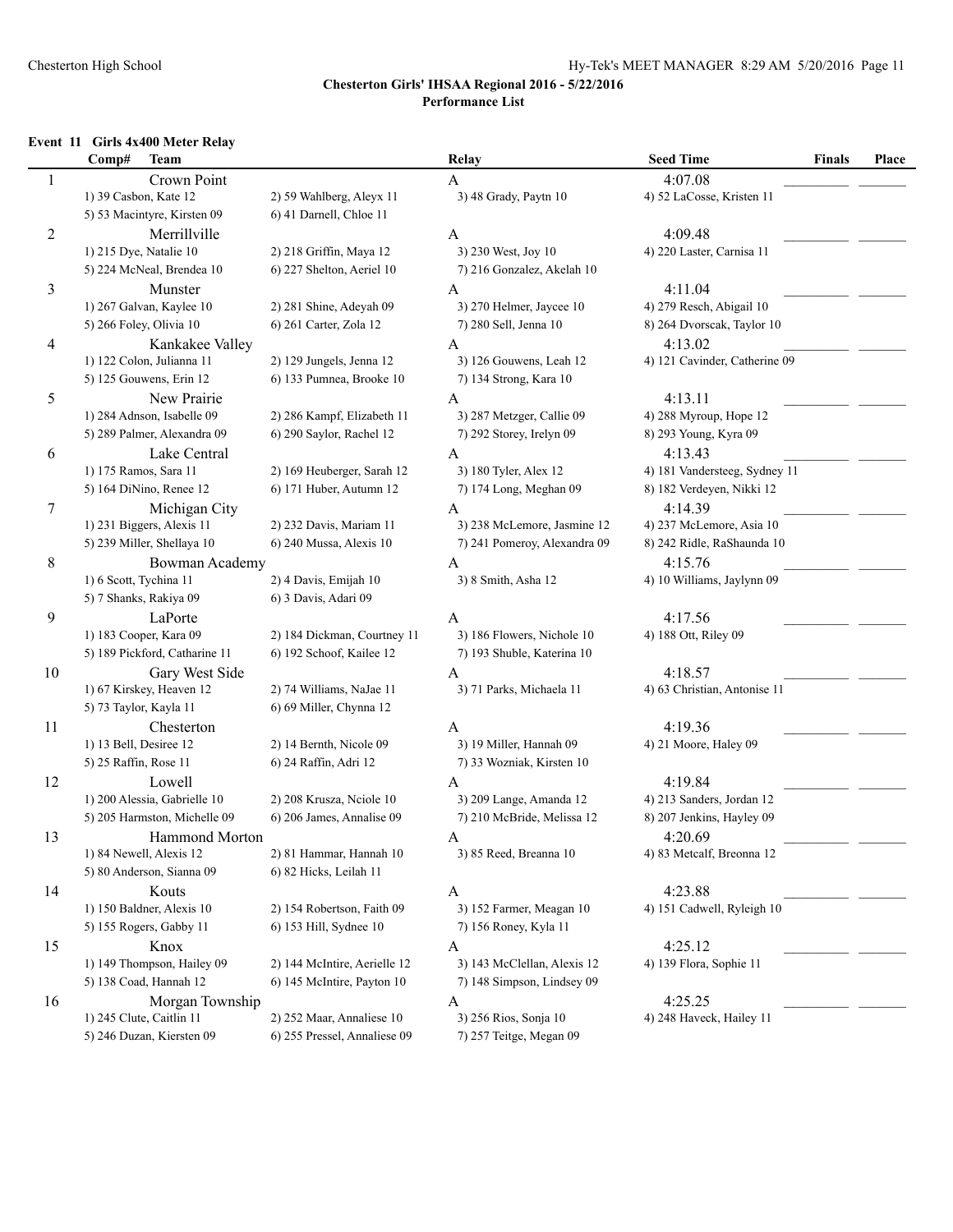**Chesterton Girls' IHSAA Regional 2016 - 5/22/2016**
**Performance List**

**Event 11 Girls 4x400 Meter Relay**

| Comp# | Team | | Relay | Seed Time | Finals | Place |
|---|---|---|---|---|---|---|
| 1 | Crown Point | | A | 4:07.08 | _________ | _______ |
| | 1) 39 Casbon, Kate 12 | 2) 59 Wahlberg, Aleyx 11 | 3) 48 Grady, Paytn 10 | 4) 52 LaCosse, Kristen 11 | | |
| | 5) 53 Macintyre, Kirsten 09 | 6) 41 Darnell, Chloe 11 | | | | |
| 2 | Merrillville | | A | 4:09.48 | _________ | _______ |
| | 1) 215 Dye, Natalie 10 | 2) 218 Griffin, Maya 12 | 3) 230 West, Joy 10 | 4) 220 Laster, Carnisa 11 | | |
| | 5) 224 McNeal, Brendea 10 | 6) 227 Shelton, Aeriel 10 | 7) 216 Gonzalez, Akelah 10 | | | |
| 3 | Munster | | A | 4:11.04 | _________ | _______ |
| | 1) 267 Galvan, Kaylee 10 | 2) 281 Shine, Adeyah 09 | 3) 270 Helmer, Jaycee 10 | 4) 279 Resch, Abigail 10 | | |
| | 5) 266 Foley, Olivia 10 | 6) 261 Carter, Zola 12 | 7) 280 Sell, Jenna 10 | 8) 264 Dvorscak, Taylor 10 | | |
| 4 | Kankakee Valley | | A | 4:13.02 | _________ | _______ |
| | 1) 122 Colon, Julianna 11 | 2) 129 Jungels, Jenna 12 | 3) 126 Gouwens, Leah 12 | 4) 121 Cavinder, Catherine 09 | | |
| | 5) 125 Gouwens, Erin 12 | 6) 133 Pumnea, Brooke 10 | 7) 134 Strong, Kara 10 | | | |
| 5 | New Prairie | | A | 4:13.11 | _________ | _______ |
| | 1) 284 Adnson, Isabelle 09 | 2) 286 Kampf, Elizabeth 11 | 3) 287 Metzger, Callie 09 | 4) 288 Myroup, Hope 12 | | |
| | 5) 289 Palmer, Alexandra 09 | 6) 290 Saylor, Rachel 12 | 7) 292 Storey, Irelyn 09 | 8) 293 Young, Kyra 09 | | |
| 6 | Lake Central | | A | 4:13.43 | _________ | _______ |
| | 1) 175 Ramos, Sara 11 | 2) 169 Heuberger, Sarah 12 | 3) 180 Tyler, Alex 12 | 4) 181 Vandersteeg, Sydney 11 | | |
| | 5) 164 DiNino, Renee 12 | 6) 171 Huber, Autumn 12 | 7) 174 Long, Meghan 09 | 8) 182 Verdeyen, Nikki 12 | | |
| 7 | Michigan City | | A | 4:14.39 | _________ | _______ |
| | 1) 231 Biggers, Alexis 11 | 2) 232 Davis, Mariam 11 | 3) 238 McLemore, Jasmine 12 | 4) 237 McLemore, Asia 10 | | |
| | 5) 239 Miller, Shellaya 10 | 6) 240 Mussa, Alexis 10 | 7) 241 Pomeroy, Alexandra 09 | 8) 242 Ridle, RaShaunda 10 | | |
| 8 | Bowman Academy | | A | 4:15.76 | _________ | _______ |
| | 1) 6 Scott, Tychina 11 | 2) 4 Davis, Emijah 10 | 3) 8 Smith, Asha 12 | 4) 10 Williams, Jaylynn 09 | | |
| | 5) 7 Shanks, Rakiya 09 | 6) 3 Davis, Adari 09 | | | | |
| 9 | LaPorte | | A | 4:17.56 | _________ | _______ |
| | 1) 183 Cooper, Kara 09 | 2) 184 Dickman, Courtney 11 | 3) 186 Flowers, Nichole 10 | 4) 188 Ott, Riley 09 | | |
| | 5) 189 Pickford, Catharine 11 | 6) 192 Schoof, Kailee 12 | 7) 193 Shuble, Katerina 10 | | | |
| 10 | Gary West Side | | A | 4:18.57 | _________ | _______ |
| | 1) 67 Kirskey, Heaven 12 | 2) 74 Williams, NaJae 11 | 3) 71 Parks, Michaela 11 | 4) 63 Christian, Antonise 11 | | |
| | 5) 73 Taylor, Kayla 11 | 6) 69 Miller, Chynna 12 | | | | |
| 11 | Chesterton | | A | 4:19.36 | _________ | _______ |
| | 1) 13 Bell, Desiree 12 | 2) 14 Bernth, Nicole 09 | 3) 19 Miller, Hannah 09 | 4) 21 Moore, Haley 09 | | |
| | 5) 25 Raffin, Rose 11 | 6) 24 Raffin, Adri 12 | 7) 33 Wozniak, Kirsten 10 | | | |
| 12 | Lowell | | A | 4:19.84 | _________ | _______ |
| | 1) 200 Alessia, Gabrielle 10 | 2) 208 Krusza, Nciole 10 | 3) 209 Lange, Amanda 12 | 4) 213 Sanders, Jordan 12 | | |
| | 5) 205 Harmston, Michelle 09 | 6) 206 James, Annalise 09 | 7) 210 McBride, Melissa 12 | 8) 207 Jenkins, Hayley 09 | | |
| 13 | Hammond Morton | | A | 4:20.69 | _________ | _______ |
| | 1) 84 Newell, Alexis 12 | 2) 81 Hammar, Hannah 10 | 3) 85 Reed, Breanna 10 | 4) 83 Metcalf, Breonna 12 | | |
| | 5) 80 Anderson, Sianna 09 | 6) 82 Hicks, Leilah 11 | | | | |
| 14 | Kouts | | A | 4:23.88 | _________ | _______ |
| | 1) 150 Baldner, Alexis 10 | 2) 154 Robertson, Faith 09 | 3) 152 Farmer, Meagan 10 | 4) 151 Cadwell, Ryleigh 10 | | |
| | 5) 155 Rogers, Gabby 11 | 6) 153 Hill, Sydnee 10 | 7) 156 Roney, Kyla 11 | | | |
| 15 | Knox | | A | 4:25.12 | _________ | _______ |
| | 1) 149 Thompson, Hailey 09 | 2) 144 McIntire, Aerielle 12 | 3) 143 McClellan, Alexis 12 | 4) 139 Flora, Sophie 11 | | |
| | 5) 138 Coad, Hannah 12 | 6) 145 McIntire, Payton 10 | 7) 148 Simpson, Lindsey 09 | | | |
| 16 | Morgan Township | | A | 4:25.25 | _________ | _______ |
| | 1) 245 Clute, Caitlin 11 | 2) 252 Maar, Annaliese 10 | 3) 256 Rios, Sonja 10 | 4) 248 Haveck, Hailey 11 | | |
| | 5) 246 Duzan, Kiersten 09 | 6) 255 Pressel, Annaliese 09 | 7) 257 Teitge, Megan 09 | | | |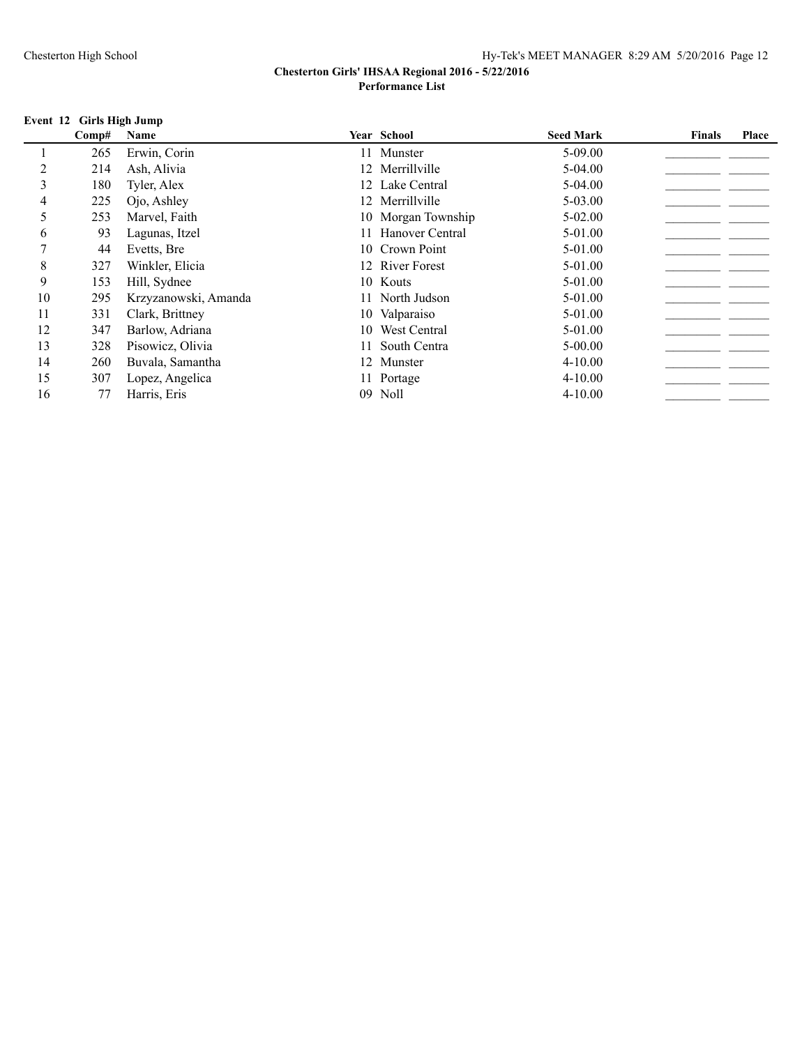## Chesterton Girls' IHSAA Regional 2016 - 5/22/2016

### Performance List

**Event 12 Girls High Jump**

| | Comp# | Name | Year | School | Seed Mark | Finals | Place |
|---|---|---|---|---|---|---|---|
| 1 | 265 | Erwin, Corin | 11 | Munster | 5-09.00 | _________ | _______ |
| 2 | 214 | Ash, Alivia | 12 | Merrillville | 5-04.00 | _________ | _______ |
| 3 | 180 | Tyler, Alex | 12 | Lake Central | 5-04.00 | _________ | _______ |
| 4 | 225 | Ojo, Ashley | 12 | Merrillville | 5-03.00 | _________ | _______ |
| 5 | 253 | Marvel, Faith | 10 | Morgan Township | 5-02.00 | _________ | _______ |
| 6 | 93 | Lagunas, Itzel | 11 | Hanover Central | 5-01.00 | _________ | _______ |
| 7 | 44 | Evetts, Bre | 10 | Crown Point | 5-01.00 | _________ | _______ |
| 8 | 327 | Winkler, Elicia | 12 | River Forest | 5-01.00 | _________ | _______ |
| 9 | 153 | Hill, Sydnee | 10 | Kouts | 5-01.00 | _________ | _______ |
| 10 | 295 | Krzyzanowski, Amanda | 11 | North Judson | 5-01.00 | _________ | _______ |
| 11 | 331 | Clark, Brittney | 10 | Valparaiso | 5-01.00 | _________ | _______ |
| 12 | 347 | Barlow, Adriana | 10 | West Central | 5-01.00 | _________ | _______ |
| 13 | 328 | Pisowicz, Olivia | 11 | South Centra | 5-00.00 | _________ | _______ |
| 14 | 260 | Buvala, Samantha | 12 | Munster | 4-10.00 | _________ | _______ |
| 15 | 307 | Lopez, Angelica | 11 | Portage | 4-10.00 | _________ | _______ |
| 16 | 77 | Harris, Eris | 09 | Noll | 4-10.00 | _________ | _______ |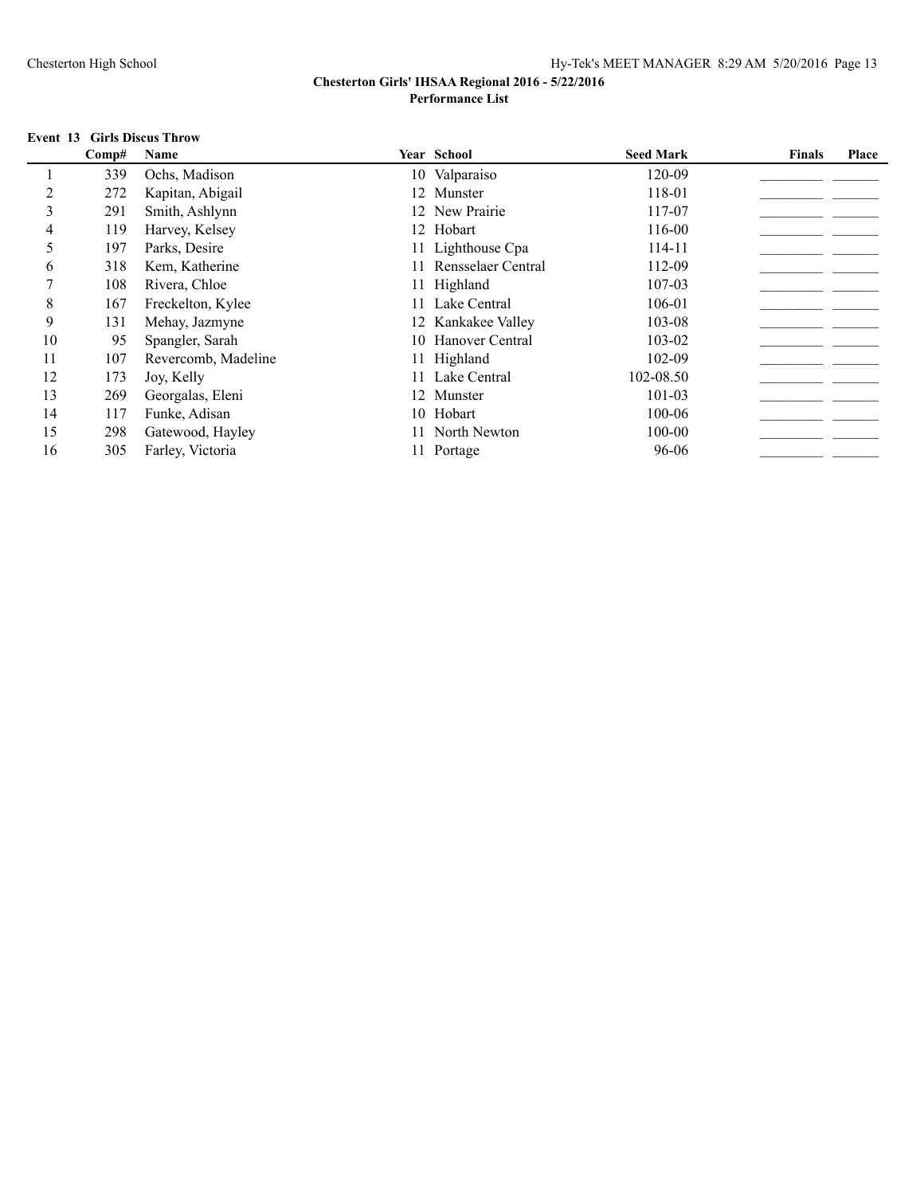**Chesterton Girls' IHSAA Regional 2016 - 5/22/2016**
**Performance List**

**Event 13 Girls Discus Throw**

| | Comp# | Name | Year | School | Seed Mark | Finals | Place |
|---|---|---|---|---|---|---|---|
| 1 | 339 | Ochs, Madison | 10 | Valparaiso | 120-09 | _________ | _______ |
| 2 | 272 | Kapitan, Abigail | 12 | Munster | 118-01 | _________ | _______ |
| 3 | 291 | Smith, Ashlynn | 12 | New Prairie | 117-07 | _________ | _______ |
| 4 | 119 | Harvey, Kelsey | 12 | Hobart | 116-00 | _________ | _______ |
| 5 | 197 | Parks, Desire | 11 | Lighthouse Cpa | 114-11 | _________ | _______ |
| 6 | 318 | Kem, Katherine | 11 | Rensselaer Central | 112-09 | _________ | _______ |
| 7 | 108 | Rivera, Chloe | 11 | Highland | 107-03 | _________ | _______ |
| 8 | 167 | Freckelton, Kylee | 11 | Lake Central | 106-01 | _________ | _______ |
| 9 | 131 | Mehay, Jazmyne | 12 | Kankakee Valley | 103-08 | _________ | _______ |
| 10 | 95 | Spangler, Sarah | 10 | Hanover Central | 103-02 | _________ | _______ |
| 11 | 107 | Revercomb, Madeline | 11 | Highland | 102-09 | _________ | _______ |
| 12 | 173 | Joy, Kelly | 11 | Lake Central | 102-08.50 | _________ | _______ |
| 13 | 269 | Georgalas, Eleni | 12 | Munster | 101-03 | _________ | _______ |
| 14 | 117 | Funke, Adisan | 10 | Hobart | 100-06 | _________ | _______ |
| 15 | 298 | Gatewood, Hayley | 11 | North Newton | 100-00 | _________ | _______ |
| 16 | 305 | Farley, Victoria | 11 | Portage | 96-06 | _________ | _______ |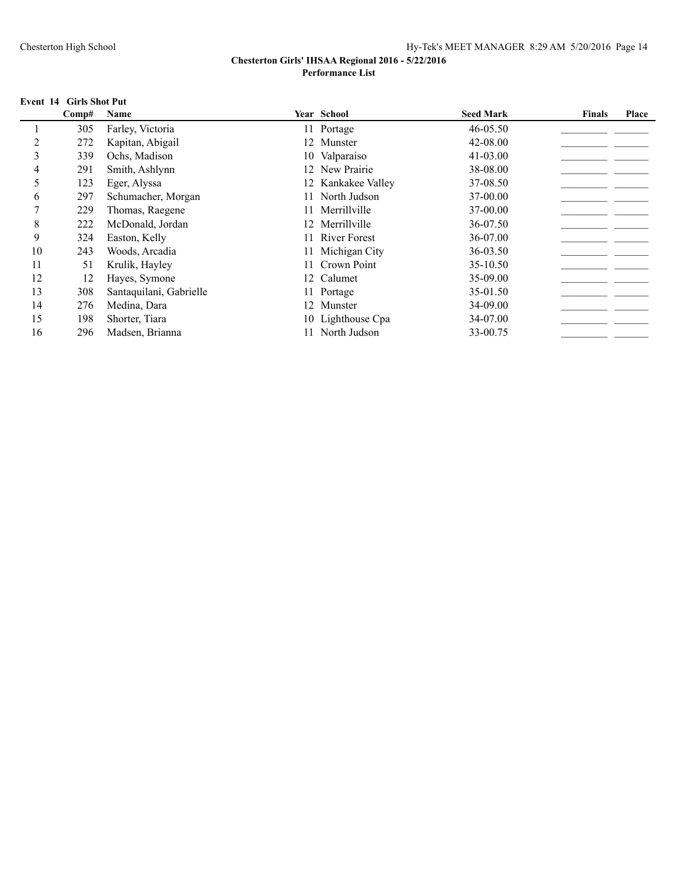**Chesterton Girls' IHSAA Regional 2016 - 5/22/2016**

**Performance List**

**Event 14 Girls Shot Put**

| | Comp# | Name | Year | School | Seed Mark | Finals | Place |
|---|---|---|---|---|---|---|---|
| 1 | 305 | Farley, Victoria | 11 | Portage | 46-05.50 | _________ | _______ |
| 2 | 272 | Kapitan, Abigail | 12 | Munster | 42-08.00 | _________ | _______ |
| 3 | 339 | Ochs, Madison | 10 | Valparaiso | 41-03.00 | _________ | _______ |
| 4 | 291 | Smith, Ashlynn | 12 | New Prairie | 38-08.00 | _________ | _______ |
| 5 | 123 | Eger, Alyssa | 12 | Kankakee Valley | 37-08.50 | _________ | _______ |
| 6 | 297 | Schumacher, Morgan | 11 | North Judson | 37-00.00 | _________ | _______ |
| 7 | 229 | Thomas, Raegene | 11 | Merrillville | 37-00.00 | _________ | _______ |
| 8 | 222 | McDonald, Jordan | 12 | Merrillville | 36-07.50 | _________ | _______ |
| 9 | 324 | Easton, Kelly | 11 | River Forest | 36-07.00 | _________ | _______ |
| 10 | 243 | Woods, Arcadia | 11 | Michigan City | 36-03.50 | _________ | _______ |
| 11 | 51 | Krulik, Hayley | 11 | Crown Point | 35-10.50 | _________ | _______ |
| 12 | 12 | Hayes, Symone | 12 | Calumet | 35-09.00 | _________ | _______ |
| 13 | 308 | Santaquilani, Gabrielle | 11 | Portage | 35-01.50 | _________ | _______ |
| 14 | 276 | Medina, Dara | 12 | Munster | 34-09.00 | _________ | _______ |
| 15 | 198 | Shorter, Tiara | 10 | Lighthouse Cpa | 34-07.00 | _________ | _______ |
| 16 | 296 | Madsen, Brianna | 11 | North Judson | 33-00.75 | _________ | _______ |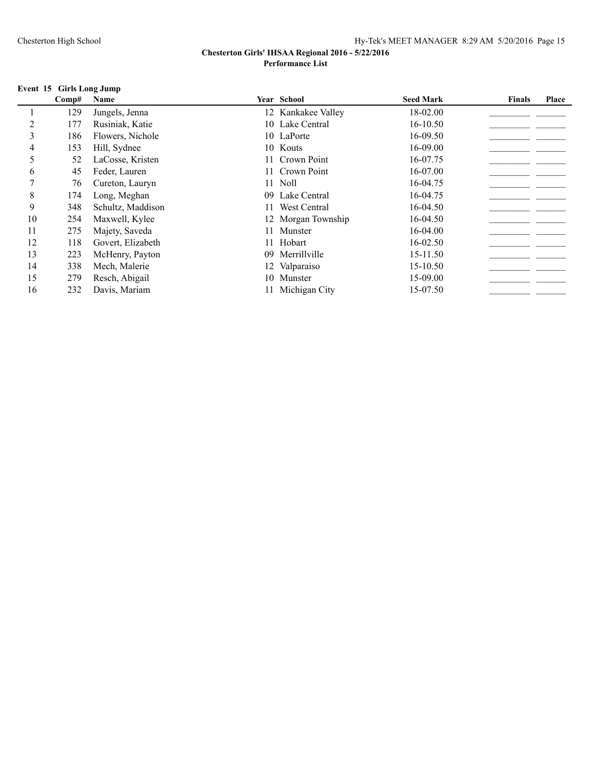**Chesterton Girls' IHSAA Regional 2016 - 5/22/2016**

**Performance List**

**Event 15 Girls Long Jump**

| | Comp# | Name | Year | School | Seed Mark | Finals | Place |
|---|---|---|---|---|---|---|---|
| 1 | 129 | Jungels, Jenna | 12 | Kankakee Valley | 18-02.00 | | |
| 2 | 177 | Rusiniak, Katie | 10 | Lake Central | 16-10.50 | | |
| 3 | 186 | Flowers, Nichole | 10 | LaPorte | 16-09.50 | | |
| 4 | 153 | Hill, Sydnee | 10 | Kouts | 16-09.00 | | |
| 5 | 52 | LaCosse, Kristen | 11 | Crown Point | 16-07.75 | | |
| 6 | 45 | Feder, Lauren | 11 | Crown Point | 16-07.00 | | |
| 7 | 76 | Cureton, Lauryn | 11 | Noll | 16-04.75 | | |
| 8 | 174 | Long, Meghan | 09 | Lake Central | 16-04.75 | | |
| 9 | 348 | Schultz, Maddison | 11 | West Central | 16-04.50 | | |
| 10 | 254 | Maxwell, Kylee | 12 | Morgan Township | 16-04.50 | | |
| 11 | 275 | Majety, Saveda | 11 | Munster | 16-04.00 | | |
| 12 | 118 | Govert, Elizabeth | 11 | Hobart | 16-02.50 | | |
| 13 | 223 | McHenry, Payton | 09 | Merrillville | 15-11.50 | | |
| 14 | 338 | Mech, Malerie | 12 | Valparaiso | 15-10.50 | | |
| 15 | 279 | Resch, Abigail | 10 | Munster | 15-09.00 | | |
| 16 | 232 | Davis, Mariam | 11 | Michigan City | 15-07.50 | | |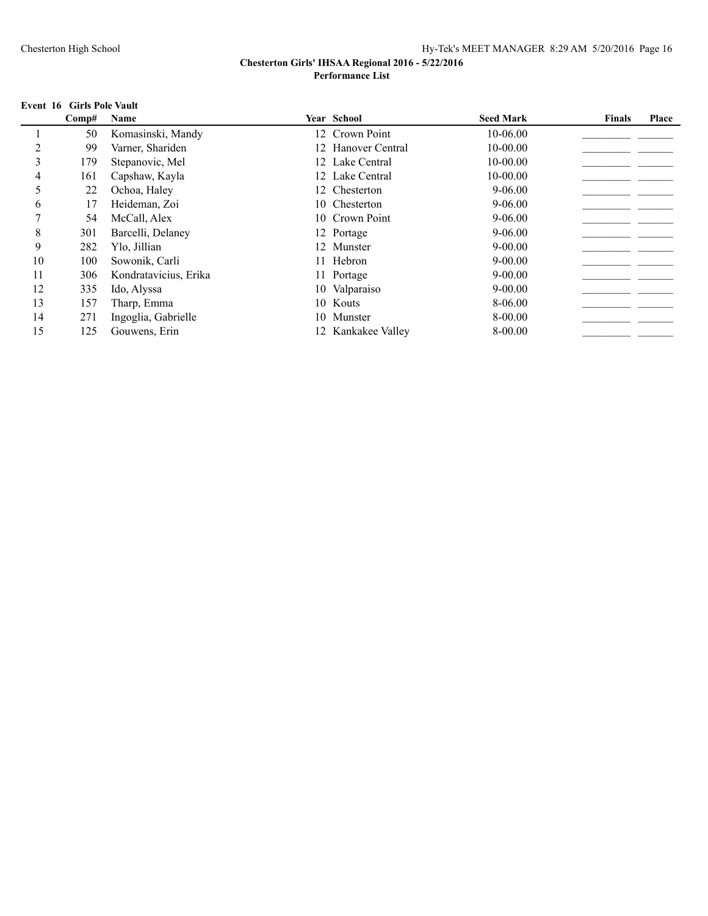**Chesterton Girls' IHSAA Regional 2016 - 5/22/2016**

**Performance List**

**Event 16 Girls Pole Vault**

| | Comp# | Name | Year | School | Seed Mark | Finals | Place |
|---|---|---|---|---|---|---|---|
| 1 | 50 | Komasinski, Mandy | 12 | Crown Point | 10-06.00 | | |
| 2 | 99 | Varner, Shariden | 12 | Hanover Central | 10-00.00 | | |
| 3 | 179 | Stepanovic, Mel | 12 | Lake Central | 10-00.00 | | |
| 4 | 161 | Capshaw, Kayla | 12 | Lake Central | 10-00.00 | | |
| 5 | 22 | Ochoa, Haley | 12 | Chesterton | 9-06.00 | | |
| 6 | 17 | Heideman, Zoi | 10 | Chesterton | 9-06.00 | | |
| 7 | 54 | McCall, Alex | 10 | Crown Point | 9-06.00 | | |
| 8 | 301 | Barcelli, Delaney | 12 | Portage | 9-06.00 | | |
| 9 | 282 | Ylo, Jillian | 12 | Munster | 9-00.00 | | |
| 10 | 100 | Sowonik, Carli | 11 | Hebron | 9-00.00 | | |
| 11 | 306 | Kondratavicius, Erika | 11 | Portage | 9-00.00 | | |
| 12 | 335 | Ido, Alyssa | 10 | Valparaiso | 9-00.00 | | |
| 13 | 157 | Tharp, Emma | 10 | Kouts | 8-06.00 | | |
| 14 | 271 | Ingoglia, Gabrielle | 10 | Munster | 8-00.00 | | |
| 15 | 125 | Gouwens, Erin | 12 | Kankakee Valley | 8-00.00 | | |